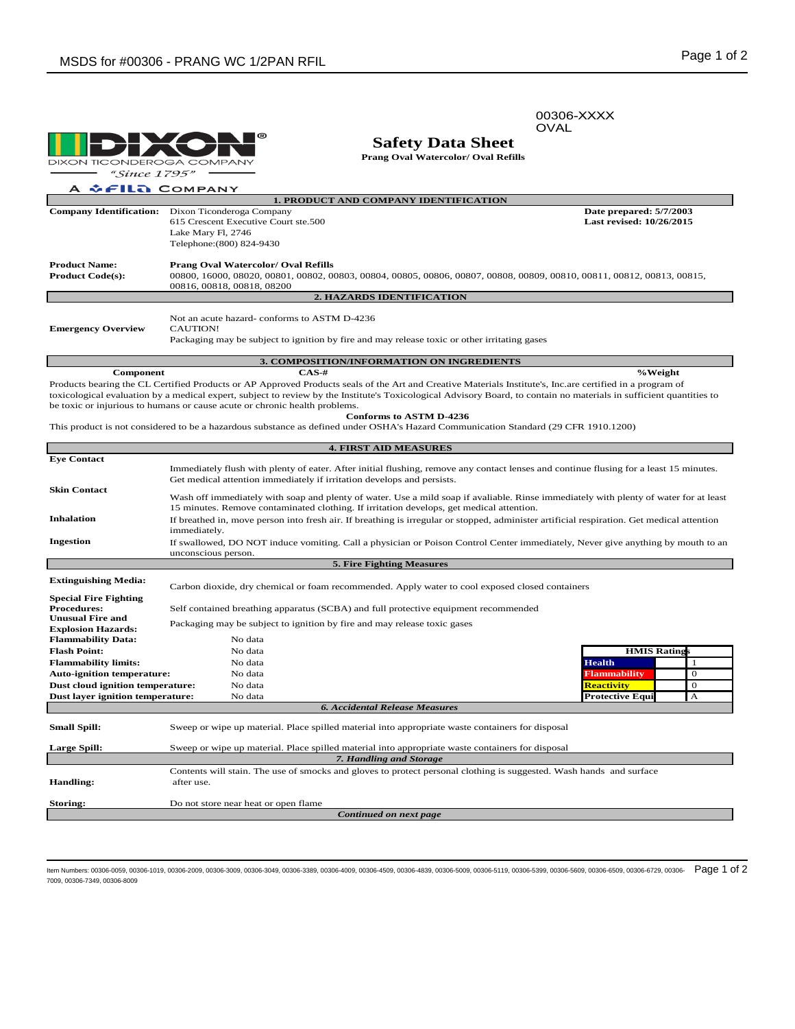00306-XXXX
OVAL

DIXON TICONDEROGA COMPANY
*"Since 1795"*
A FILA COMPANY

# Safety Data Sheet

**Prang Oval Watercolor/ Oval Refills**

## 1. PRODUCT AND COMPANY IDENTIFICATION

**Company Identification:** Dixon Ticonderoga Company
615 Crescent Executive Court ste.500
Lake Mary Fl, 2746
Telephone:(800) 824-9430

**Date prepared: 5/7/2003**
**Last revised: 10/26/2015**

**Product Name:** **Prang Oval Watercolor/ Oval Refills**
**Product Code(s):** 00800, 16000, 08020, 00801, 00802, 00803, 00804, 00805, 00806, 00807, 00808, 00809, 00810, 00811, 00812, 00813, 00815, 00816, 00818, 00818, 08200

## 2. HAZARDS IDENTIFICATION

**Emergency Overview**
Not an acute hazard- conforms to ASTM D-4236
CAUTION!
Packaging may be subject to ignition by fire and may release toxic or other irritating gases

## 3. COMPOSITION/INFORMATION ON INGREDIENTS

| Component | CAS-# | %Weight |
|---|---|---|

Products bearing the CL Certified Products or AP Approved Products seals of the Art and Creative Materials Institute's, Inc.are certified in a program of toxicological evaluation by a medical expert, subject to review by the Institute's Toxicological Advisory Board, to contain no materials in sufficient quantities to be toxic or injurious to humans or cause acute or chronic health problems.

**Conforms to ASTM D-4236**

This product is not considered to be a hazardous substance as defined under OSHA's Hazard Communication Standard (29 CFR 1910.1200)

## 4. FIRST AID MEASURES

**Eye Contact**
Immediately flush with plenty of eater. After initial flushing, remove any contact lenses and continue flusing for a least 15 minutes. Get medical attention immediately if irritation develops and persists.

**Skin Contact**
Wash off immediately with soap and plenty of water. Use a mild soap if avaliable. Rinse immediately with plenty of water for at least 15 minutes. Remove contaminated clothing. If irritation develops, get medical attention.

**Inhalation**
If breathed in, move person into fresh air. If breathing is irregular or stopped, administer artificial respiration. Get medical attention immediately.

**Ingestion**
If swallowed, DO NOT induce vomiting. Call a physician or Poison Control Center immediately, Never give anything by mouth to an unconscious person.

## 5. Fire Fighting Measures

**Extinguishing Media:** Carbon dioxide, dry chemical or foam recommended. Apply water to cool exposed closed containers

**Special Fire Fighting Procedures:** Self contained breathing apparatus (SCBA) and full protective equipment recommended

**Unusual Fire and Explosion Hazards:** Packaging may be subject to ignition by fire and may release toxic gases

**Flammability Data:** No data
**Flash Point:** No data
**Flammability limits:** No data
**Auto-ignition temperature:** No data
**Dust cloud ignition temperature:** No data
**Dust layer ignition temperature:** No data

| HMIS Ratings | |
|---|---|
| Health | 1 |
| Flammability | 0 |
| Reactivity | 0 |
| Protective Equi | A |

## *6. Accidental Release Measures*

**Small Spill:** Sweep or wipe up material. Place spilled material into appropriate waste containers for disposal

**Large Spill:** Sweep or wipe up material. Place spilled material into appropriate waste containers for disposal

## *7. Handling and Storage*

**Handling:** Contents will stain. The use of smocks and gloves to protect personal clothing is suggested. Wash hands and surface after use.

**Storing:** Do not store near heat or open flame

***Continued on next page***

Item Numbers: 00306-0059, 00306-1019, 00306-2009, 00306-3009, 00306-3049, 00306-3389, 00306-4009, 00306-4509, 00306-4839, 00306-5009, 00306-5119, 00306-5399, 00306-5609, 00306-6509, 00306-6729, 00306-7009, 00306-7349, 00306-8009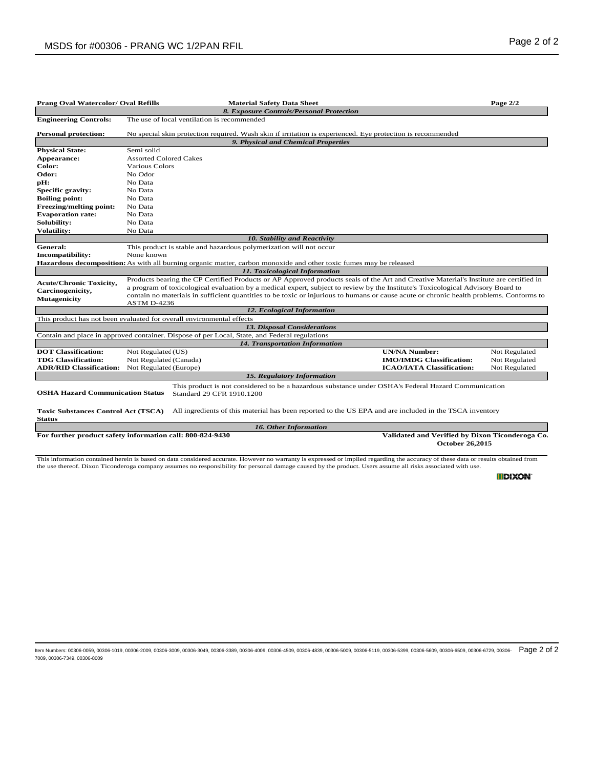**Prang Oval Watercolor/ Oval Refills** | **Material Safety Data Sheet** | **Page 2/2**

### *8. Exposure Controls/Personal Protection*

| | |
|---|---|
| **Engineering Controls:** | The use of local ventilation is recommended |
| **Personal protection:** | No special skin protection required. Wash skin if irritation is experienced. Eye protection is recommended |

### *9. Physical and Chemical Properties*

| | |
|---|---|
| **Physical State:** | Semi solid |
| **Appearance:** | Assorted Colored Cakes |
| **Color:** | Various Colors |
| **Odor:** | No Odor |
| **pH:** | No Data |
| **Specific gravity:** | No Data |
| **Boiling point:** | No Data |
| **Freezing/melting point:** | No Data |
| **Evaporation rate:** | No Data |
| **Solubility:** | No Data |
| **Volatility:** | No Data |

### *10. Stability and Reactivity*

| | |
|---|---|
| **General:** | This product is stable and hazardous polymerization will not occur |
| **Incompatibility:** | None known |

**Hazardous decomposition:** As with all burning organic matter, carbon monoxide and other toxic fumes may be released

### *11. Toxicological Information*

| | |
|---|---|
| **Acute/Chronic Toxicity, Carcinogenicity, Mutagenicity** | Products bearing the CP Certified Products or AP Approved products seals of the Art and Creative Material's Institute are certified in a program of toxicological evaluation by a medical expert, subject to review by the Institute's Toxicological Advisory Board to contain no materials in sufficient quantities to be toxic or injurious to humans or cause acute or chronic health problems. Conforms to ASTM D-4236 |

### *12. Ecological Information*

This product has not been evaluated for overall environmental effects

### *13. Disposal Considerations*

Contain and place in approved container. Dispose of per Local, State, and Federal regulations

### *14. Transportation Information*

| | | | |
|---|---|---|---|
| **DOT Classification:** | Not Regulated (US) | **UN/NA Number:** | Not Regulated |
| **TDG Classification:** | Not Regulated (Canada) | **IMO/IMDG Classification:** | Not Regulated |
| **ADR/RID Classification:** | Not Regulated (Europe) | **ICAO/IATA Classification:** | Not Regulated |

### *15. Regulatory Information*

| | |
|---|---|
| **OSHA Hazard Communication Status** | This product is not considered to be a hazardous substance under OSHA's Federal Hazard Communication Standard 29 CFR 1910.1200 |
| **Toxic Substances Control Act (TSCA) Status** | All ingredients of this material has been reported to the US EPA and are included in the TSCA inventory |

### *16. Other Information*

**For further product safety information call: 800-824-9430**

**Validated and Verified by Dixon Ticonderoga Co.**
**October 26,2015**

This information contained herein is based on data considered accurate. However no warranty is expressed or implied regarding the accuracy of these data or results obtained from the use thereof. Dixon Ticonderoga company assumes no responsibility for personal damage caused by the product. Users assume all risks associated with use.

DIXON

Item Numbers: 00306-0059, 00306-1019, 00306-2009, 00306-3009, 00306-3049, 00306-3389, 00306-4009, 00306-4509, 00306-4839, 00306-5009, 00306-5119, 00306-5399, 00306-5609, 00306-6509, 00306-6729, 00306-7009, 00306-7349, 00306-8009